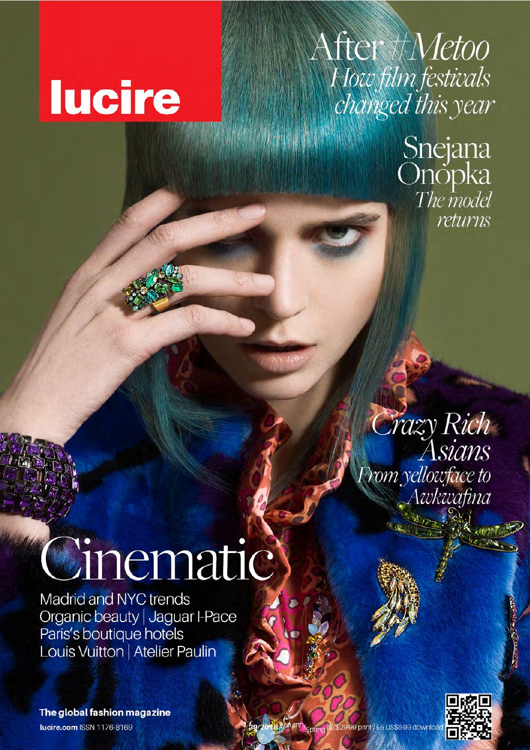# lucire

## After #Metoo
*How film festivals changed this year*

## Snejana Onopka
*The model returns*

## *Crazy Rich Asians*
*From yellowface to Awkwafina*

# Cinematic

Madrid and NYC trends
Organic beauty | Jaguar I-Pace
Paris's boutique hotels
Louis Vuitton | Atelier Paulin

**The global fashion magazine**

**lucire.com** ISSN 1176-8169

39/2018 Autumn/Spring NZ$29·99 print/ £5 US$6·99 download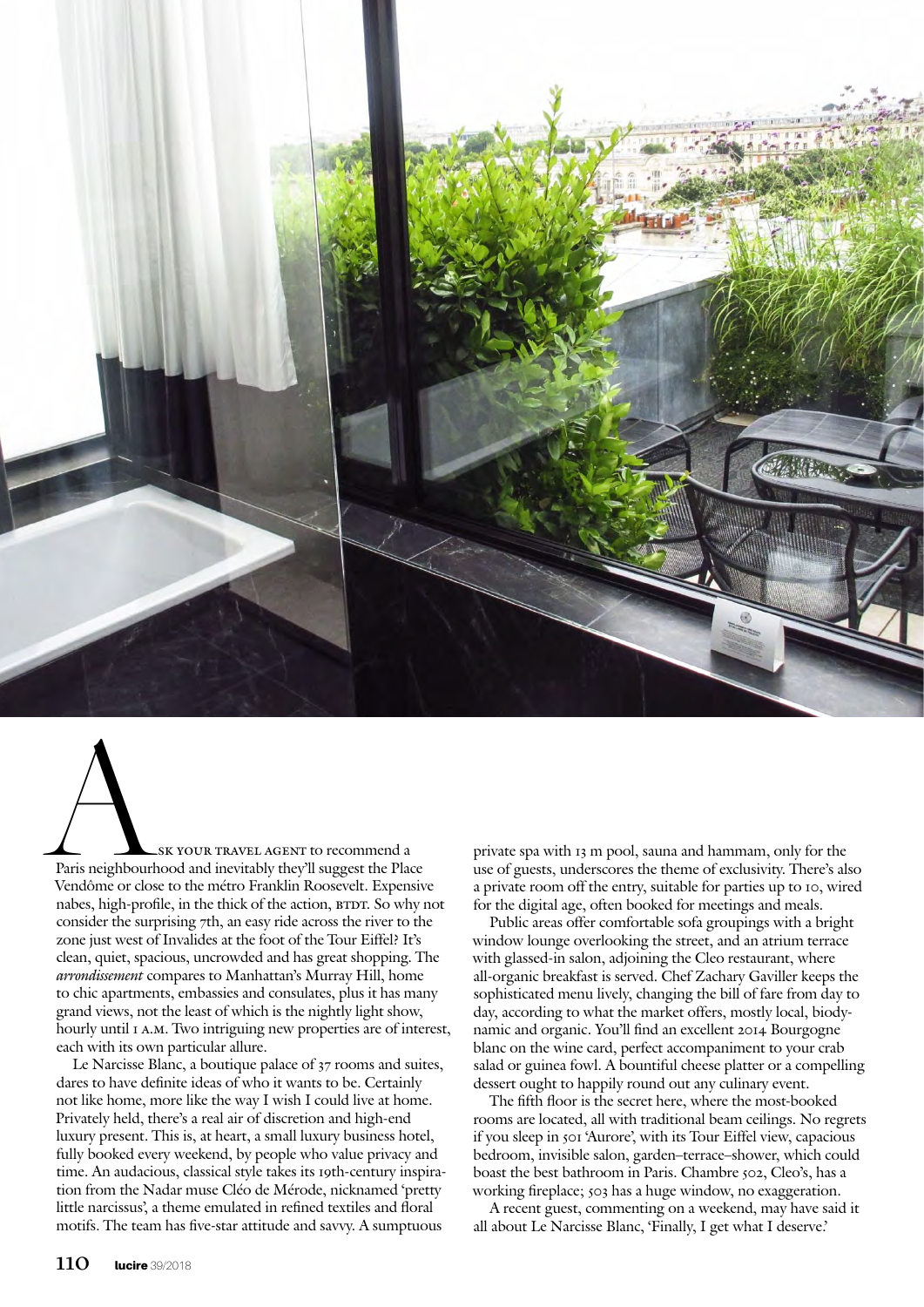Ask your travel agent to recommend a Paris neighbourhood and inevitably they'll suggest the Place Vendôme or close to the métro Franklin Roosevelt. Expensive nabes, high-profile, in the thick of the action, BTDT. So why not consider the surprising 7th, an easy ride across the river to the zone just west of Invalides at the foot of the Tour Eiffel? It's clean, quiet, spacious, uncrowded and has great shopping. The *arrondissement* compares to Manhattan's Murray Hill, home to chic apartments, embassies and consulates, plus it has many grand views, not the least of which is the nightly light show, hourly until 1 a.m. Two intriguing new properties are of interest, each with its own particular allure.

Le Narcisse Blanc, a boutique palace of 37 rooms and suites, dares to have definite ideas of who it wants to be. Certainly not like home, more like the way I wish I could live at home. Privately held, there's a real air of discretion and high-end luxury present. This is, at heart, a small luxury business hotel, fully booked every weekend, by people who value privacy and time. An audacious, classical style takes its 19th-century inspiration from the Nadar muse Cléo de Mérode, nicknamed 'pretty little narcissus', a theme emulated in refined textiles and floral motifs. The team has five-star attitude and savvy. A sumptuous private spa with 13 m pool, sauna and hammam, only for the use of guests, underscores the theme of exclusivity. There's also a private room off the entry, suitable for parties up to 10, wired for the digital age, often booked for meetings and meals.

Public areas offer comfortable sofa groupings with a bright window lounge overlooking the street, and an atrium terrace with glassed-in salon, adjoining the Cleo restaurant, where all-organic breakfast is served. Chef Zachary Gaviller keeps the sophisticated menu lively, changing the bill of fare from day to day, according to what the market offers, mostly local, biodynamic and organic. You'll find an excellent 2014 Bourgogne blanc on the wine card, perfect accompaniment to your crab salad or guinea fowl. A bountiful cheese platter or a compelling dessert ought to happily round out any culinary event.

The fifth floor is the secret here, where the most-booked rooms are located, all with traditional beam ceilings. No regrets if you sleep in 501 'Aurore', with its Tour Eiffel view, capacious bedroom, invisible salon, garden–terrace–shower, which could boast the best bathroom in Paris. Chambre 502, Cleo's, has a working fireplace; 503 has a huge window, no exaggeration.

A recent guest, commenting on a weekend, may have said it all about Le Narcisse Blanc, 'Finally, I get what I deserve.'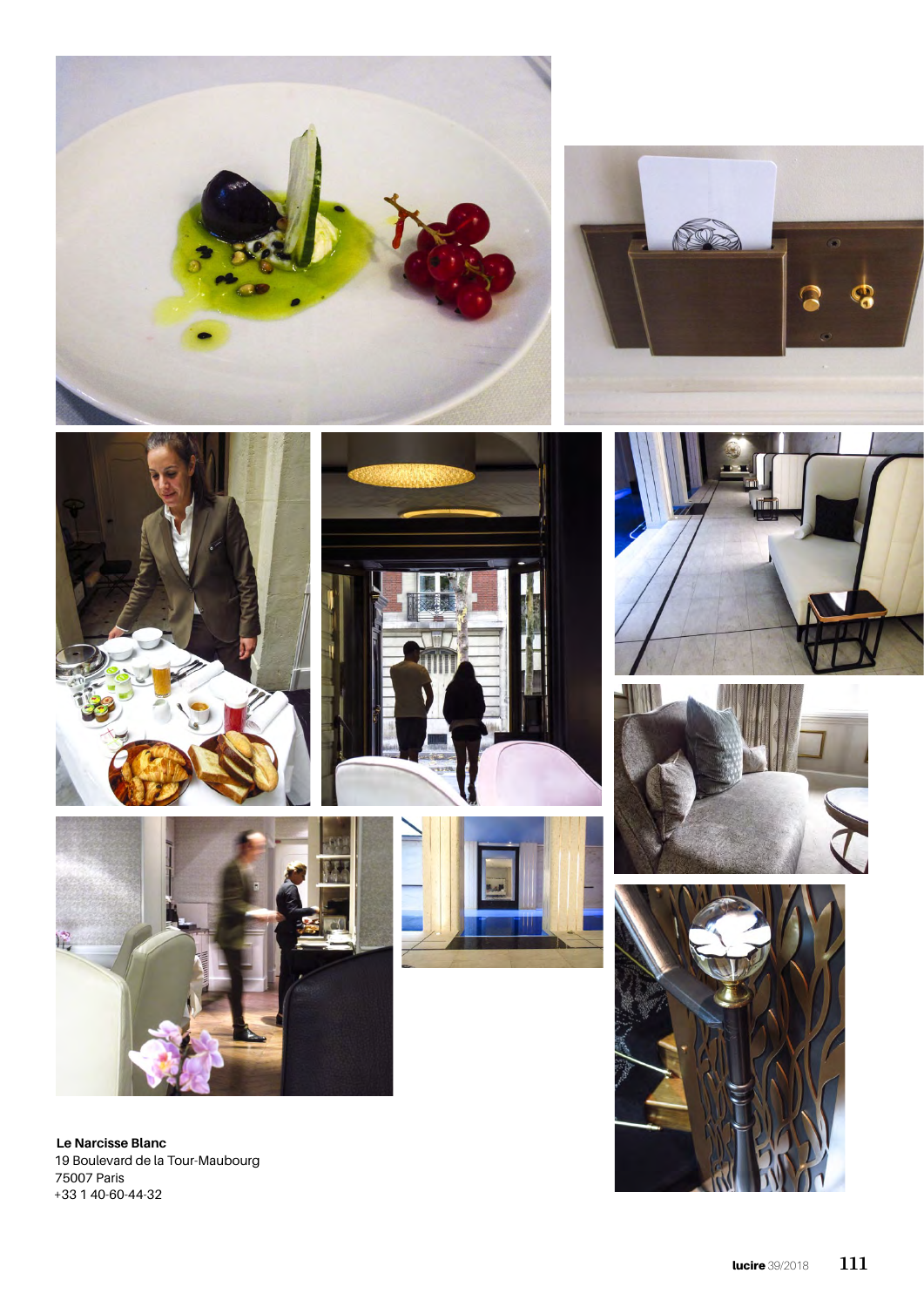**Le Narcisse Blanc**
19 Boulevard de la Tour-Maubourg
75007 Paris
+33 1 40-60-44-32